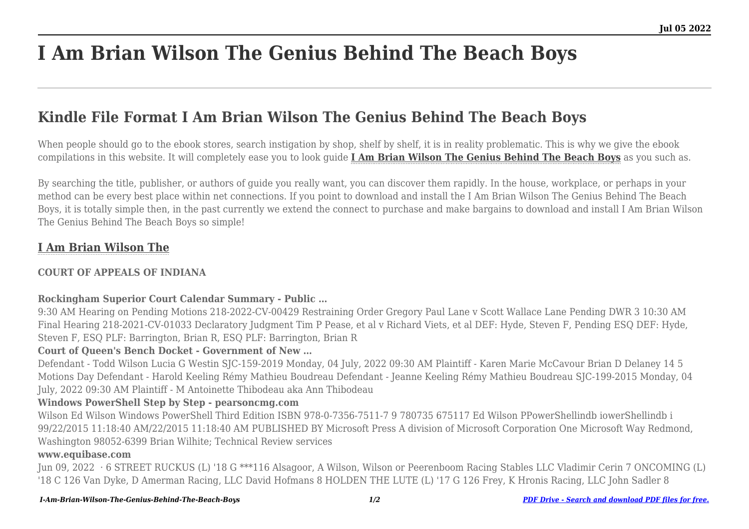# I Am Brian Wilson The Genius Behind The Beach Boys

## Kindle File Format I Am Brian Wilson The Genius Behind The Beach Boys

When people should go to the ebook stores, search instigation by shop, shelf by shelf, it is in reality problematic. This is why we give the ebook compilations in this website. It will completely ease you to look guide **I Am Brian Wilson The Genius Behind The Beach Boys** as you such as.

By searching the title, publisher, or authors of guide you really want, you can discover them rapidly. In the house, workplace, or perhaps in your method can be every best place within net connections. If you point to download and install the I Am Brian Wilson The Genius Behind The Beach Boys, it is totally simple then, in the past currently we extend the connect to purchase and make bargains to download and install I Am Brian Wilson The Genius Behind The Beach Boys so simple!

### I Am Brian Wilson The

#### COURT OF APPEALS OF INDIANA

#### Rockingham Superior Court Calendar Summary - Public …

9:30 AM Hearing on Pending Motions 218-2022-CV-00429 Restraining Order Gregory Paul Lane v Scott Wallace Lane Pending DWR 3 10:30 AM Final Hearing 218-2021-CV-01033 Declaratory Judgment Tim P Pease, et al v Richard Viets, et al DEF: Hyde, Steven F, Pending ESQ DEF: Hyde, Steven F, ESQ PLF: Barrington, Brian R, ESQ PLF: Barrington, Brian R

#### Court of Queen's Bench Docket - Government of New …

Defendant - Todd Wilson Lucia G Westin SJC-159-2019 Monday, 04 July, 2022 09:30 AM Plaintiff - Karen Marie McCavour Brian D Delaney 14 5 Motions Day Defendant - Harold Keeling Rémy Mathieu Boudreau Defendant - Jeanne Keeling Rémy Mathieu Boudreau SJC-199-2015 Monday, 04 July, 2022 09:30 AM Plaintiff - M Antoinette Thibodeau aka Ann Thibodeau

#### Windows PowerShell Step by Step - pearsoncmg.com

Wilson Ed Wilson Windows PowerShell Third Edition ISBN 978-0-7356-7511-7 9 780735 675117 Ed Wilson PPowerShellindb iowerShellindb i 99/22/2015 11:18:40 AM/22/2015 11:18:40 AM PUBLISHED BY Microsoft Press A division of Microsoft Corporation One Microsoft Way Redmond, Washington 98052-6399 Brian Wilhite; Technical Review services

#### www.equibase.com

Jun 09, 2022 · 6 STREET RUCKUS (L) '18 G ***116 Alsagoor, A Wilson, Wilson or Peerenboom Racing Stables LLC Vladimir Cerin 7 ONCOMING (L) '18 C 126 Van Dyke, D Amerman Racing, LLC David Hofmans 8 HOLDEN THE LUTE (L) '17 G 126 Frey, K Hronis Racing, LLC John Sadler 8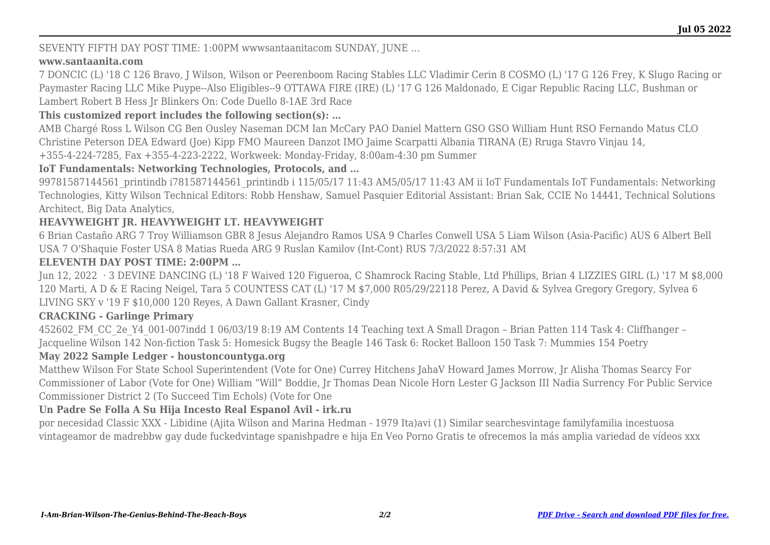SEVENTY FIFTH DAY POST TIME: 1:00PM wwwsantaanitacom SUNDAY, JUNE …

**www.santaanita.com**

7 DONCIC (L) '18 C 126 Bravo, J Wilson, Wilson or Peerenboom Racing Stables LLC Vladimir Cerin 8 COSMO (L) '17 G 126 Frey, K Slugo Racing or Paymaster Racing LLC Mike Puype--Also Eligibles--9 OTTAWA FIRE (IRE) (L) '17 G 126 Maldonado, E Cigar Republic Racing LLC, Bushman or Lambert Robert B Hess Jr Blinkers On: Code Duello 8-1AE 3rd Race

**This customized report includes the following section(s): …**

AMB Chargé Ross L Wilson CG Ben Ousley Naseman DCM Ian McCary PAO Daniel Mattern GSO GSO William Hunt RSO Fernando Matus CLO Christine Peterson DEA Edward (Joe) Kipp FMO Maureen Danzot IMO Jaime Scarpatti Albania TIRANA (E) Rruga Stavro Vinjau 14, +355-4-224-7285, Fax +355-4-223-2222, Workweek: Monday-Friday, 8:00am-4:30 pm Summer

**IoT Fundamentals: Networking Technologies, Protocols, and …**

99781587144561_printindb i781587144561_printindb i 115/05/17 11:43 AM5/05/17 11:43 AM ii IoT Fundamentals IoT Fundamentals: Networking Technologies, Kitty Wilson Technical Editors: Robb Henshaw, Samuel Pasquier Editorial Assistant: Brian Sak, CCIE No 14441, Technical Solutions Architect, Big Data Analytics,

**HEAVYWEIGHT JR. HEAVYWEIGHT LT. HEAVYWEIGHT**

6 Brian Castaño ARG 7 Troy Williamson GBR 8 Jesus Alejandro Ramos USA 9 Charles Conwell USA 5 Liam Wilson (Asia-Pacific) AUS 6 Albert Bell USA 7 O'Shaquie Foster USA 8 Matias Rueda ARG 9 Ruslan Kamilov (Int-Cont) RUS 7/3/2022 8:57:31 AM

**ELEVENTH DAY POST TIME: 2:00PM …**

Jun 12, 2022 · 3 DEVINE DANCING (L) '18 F Waived 120 Figueroa, C Shamrock Racing Stable, Ltd Phillips, Brian 4 LIZZIES GIRL (L) '17 M $8,000 120 Marti, A D & E Racing Neigel, Tara 5 COUNTESS CAT (L) '17 M $7,000 R05/29/22118 Perez, A David & Sylvea Gregory Gregory, Sylvea 6 LIVING SKY v '19 F $10,000 120 Reyes, A Dawn Gallant Krasner, Cindy

**CRACKING - Garlinge Primary**

452602_FM_CC_2e_Y4_001-007indd 1 06/03/19 8:19 AM Contents 14 Teaching text A Small Dragon – Brian Patten 114 Task 4: Cliffhanger – Jacqueline Wilson 142 Non-fiction Task 5: Homesick Bugsy the Beagle 146 Task 6: Rocket Balloon 150 Task 7: Mummies 154 Poetry

**May 2022 Sample Ledger - houstoncountyga.org**

Matthew Wilson For State School Superintendent (Vote for One) Currey Hitchens JahaV Howard James Morrow, Jr Alisha Thomas Searcy For Commissioner of Labor (Vote for One) William "Will" Boddie, Jr Thomas Dean Nicole Horn Lester G Jackson III Nadia Surrency For Public Service Commissioner District 2 (To Succeed Tim Echols) (Vote for One

**Un Padre Se Folla A Su Hija Incesto Real Espanol Avil - irk.ru**

por necesidad Classic XXX - Libidine (Ajita Wilson and Marina Hedman - 1979 Ita)avi (1) Similar searchesvintage familyfamilia incestuosa vintageamor de madrebbw gay dude fuckedvintage spanishpadre e hija En Veo Porno Gratis te ofrecemos la más amplia variedad de vídeos xxx